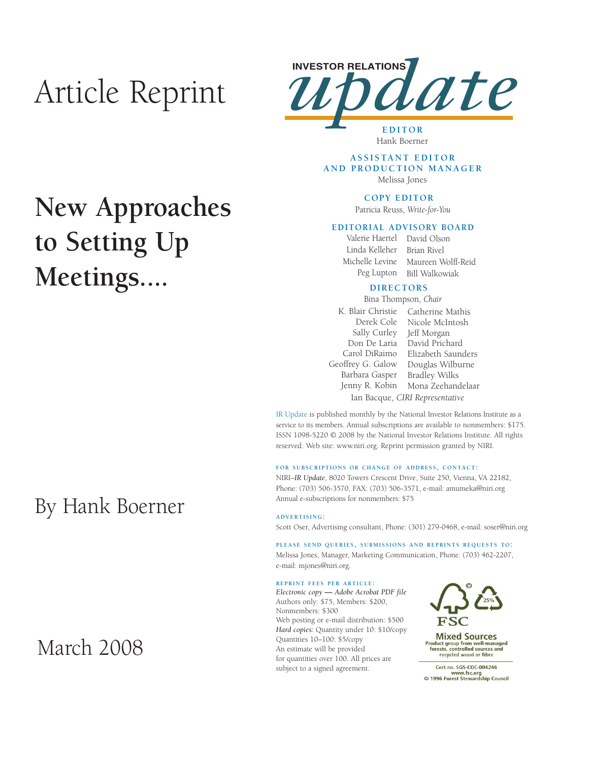# Article Reprint

# New Approaches to Setting Up Meetings....

By Hank Boerner

March 2008

INVESTOR RELATIONS *update*

**EDITOR**
Hank Boerner

**ASSISTANT EDITOR AND PRODUCTION MANAGER**
Melissa Jones

**COPY EDITOR**
Patricia Reuss, *Write-for-You*

**EDITORIAL ADVISORY BOARD**

Valerie Haertel, David Olson, Linda Kelleher, Brian Rivel, Michelle Levine, Maureen Wolff-Reid, Peg Lupton, Bill Walkowiak

**DIRECTORS**

Bina Thompson, *Chair*

K. Blair Christie, Catherine Mathis, Derek Cole, Nicole McIntosh, Sally Curley, Jeff Morgan, Don De Laria, David Prichard, Carol DiRaimo, Elizabeth Saunders, Geoffrey G. Galow, Douglas Wilburne, Barbara Gasper, Bradley Wilks, Jenny R. Kobin, Mona Zeehandelaar

Ian Bacque, *CIRI Representative*

IR Update is published monthly by the National Investor Relations Institute as a service to its members. Annual subscriptions are available to nonmembers: $175. ISSN 1098-5220 © 2008 by the National Investor Relations Institute. All rights reserved. Web site: www.niri.org. Reprint permission granted by NIRI.

**FOR SUBSCRIPTIONS OR CHANGE OF ADDRESS, CONTACT:**
NIRI–*IR Update*, 8020 Towers Crescent Drive, Suite 250, Vienna, VA 22182, Phone: (703) 506-3570, FAX: (703) 506-3571, e-mail: amumeka@niri.org
Annual e-subscriptions for nonmembers: $75

**ADVERTISING:**
Scott Oser, Advertising consultant, Phone: (301) 279-0468, e-mail: soser@niri.org

**PLEASE SEND QUERIES, SUBMISSIONS AND REPRINTS REQUESTS TO:**
Melissa Jones, Manager, Marketing Communication, Phone: (703) 462-2207, e-mail: mjones@niri.org.

**REPRINT FEES PER ARTICLE:**
*Electronic copy — Adobe Acrobat PDF file*
Authors only: $75, Members: $200, Nonmembers: $300
Web posting or e-mail distribution: $500
*Hard copies:* Quantity under 10: $10/copy
Quantities 10–100: $5/copy
An estimate will be provided for quantities over 100. All prices are subject to a signed agreement.

FSC Mixed Sources
Product group from well-managed forests, controlled sources and recycled wood or fibre
Cert no. SGS-COC-004246
www.fsc.org
© 1996 Forest Stewardship Council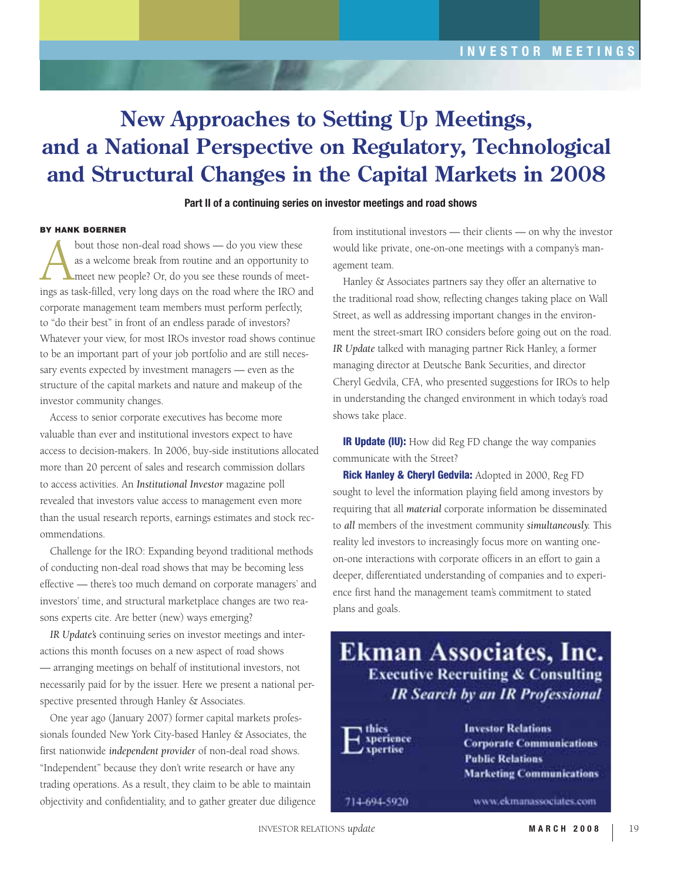# New Approaches to Setting Up Meetings, and a National Perspective on Regulatory, Technological and Structural Changes in the Capital Markets in 2008

**Part II of a continuing series on investor meetings and road shows**

**BY HANK BOERNER**

About those non-deal road shows — do you view these as a welcome break from routine and an opportunity to meet new people? Or, do you see these rounds of meetings as task-filled, very long days on the road where the IRO and corporate management team members must perform perfectly, to "do their best" in front of an endless parade of investors? Whatever your view, for most IROs investor road shows continue to be an important part of your job portfolio and are still necessary events expected by investment managers — even as the structure of the capital markets and nature and makeup of the investor community changes.

Access to senior corporate executives has become more valuable than ever and institutional investors expect to have access to decision-makers. In 2006, buy-side institutions allocated more than 20 percent of sales and research commission dollars to access activities. An *Institutional Investor* magazine poll revealed that investors value access to management even more than the usual research reports, earnings estimates and stock recommendations.

Challenge for the IRO: Expanding beyond traditional methods of conducting non-deal road shows that may be becoming less effective — there's too much demand on corporate managers' and investors' time, and structural marketplace changes are two reasons experts cite. Are better (new) ways emerging?

*IR Update's* continuing series on investor meetings and interactions this month focuses on a new aspect of road shows — arranging meetings on behalf of institutional investors, not necessarily paid for by the issuer. Here we present a national perspective presented through Hanley & Associates.

One year ago (January 2007) former capital markets professionals founded New York City-based Hanley & Associates, the first nationwide *independent provider* of non-deal road shows. "Independent" because they don't write research or have any trading operations. As a result, they claim to be able to maintain objectivity and confidentiality, and to gather greater due diligence from institutional investors — their clients — on why the investor would like private, one-on-one meetings with a company's management team.

Hanley & Associates partners say they offer an alternative to the traditional road show, reflecting changes taking place on Wall Street, as well as addressing important changes in the environment the street-smart IRO considers before going out on the road. *IR Update* talked with managing partner Rick Hanley, a former managing director at Deutsche Bank Securities, and director Cheryl Gedvila, CFA, who presented suggestions for IROs to help in understanding the changed environment in which today's road shows take place.

**IR Update (IU):** How did Reg FD change the way companies communicate with the Street?

**Rick Hanley & Cheryl Gedvila:** Adopted in 2000, Reg FD sought to level the information playing field among investors by requiring that all *material* corporate information be disseminated to *all* members of the investment community *simultaneously*. This reality led investors to increasingly focus more on wanting one-on-one interactions with corporate officers in an effort to gain a deeper, differentiated understanding of companies and to experience first hand the management team's commitment to stated plans and goals.

**Ekman Associates, Inc.**
**Executive Recruiting & Consulting**
***IR Search by an IR Professional***

Ethics
Experience
Expertise

**Investor Relations**
**Corporate Communications**
**Public Relations**
**Marketing Communications**

714-694-5920

www.ekmanassociates.com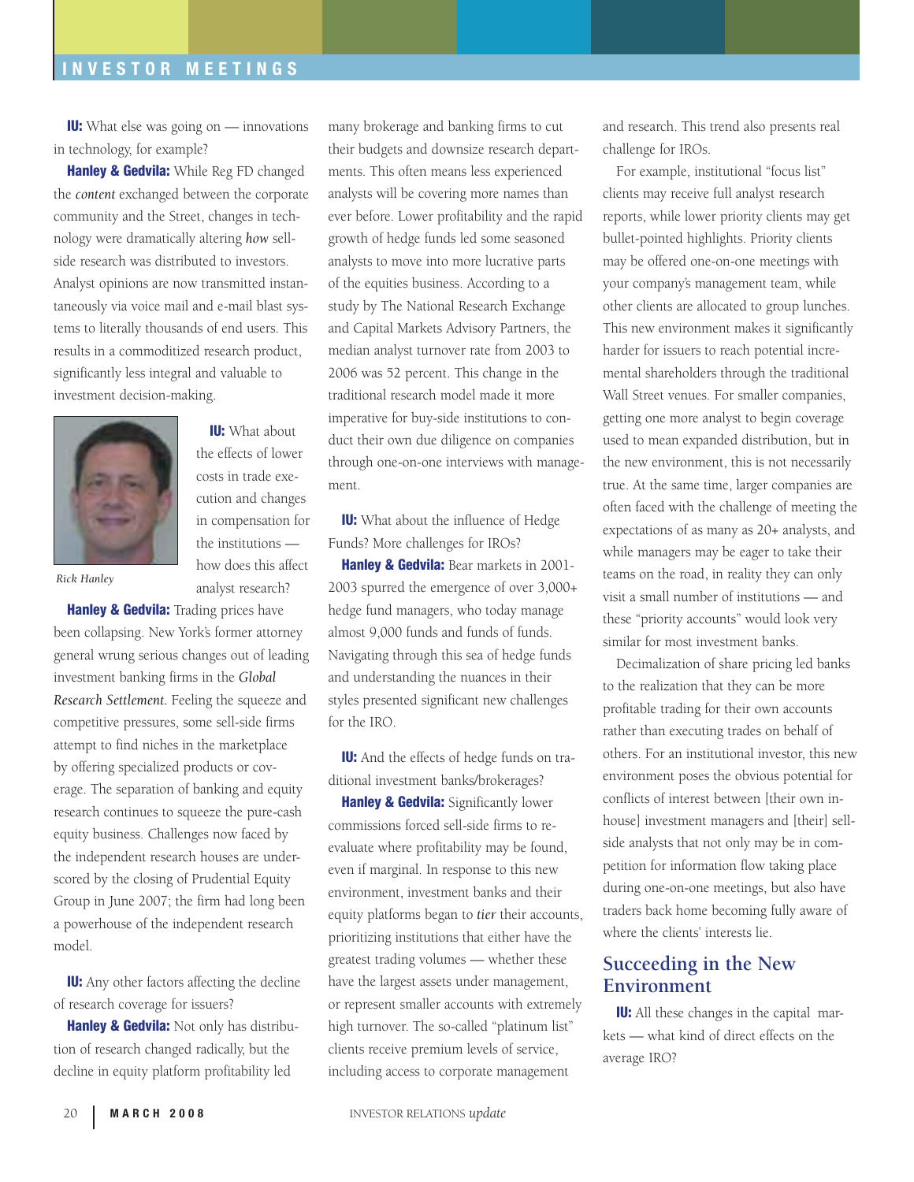**IU:** What else was going on — innovations in technology, for example?

**Hanley & Gedvila:** While Reg FD changed the *content* exchanged between the corporate community and the Street, changes in technology were dramatically altering *how* sell-side research was distributed to investors. Analyst opinions are now transmitted instantaneously via voice mail and e-mail blast systems to literally thousands of end users. This results in a commoditized research product, significantly less integral and valuable to investment decision-making.

Rick Hanley

**IU:** What about the effects of lower costs in trade execution and changes in compensation for the institutions — how does this affect analyst research?

**Hanley & Gedvila:** Trading prices have been collapsing. New York's former attorney general wrung serious changes out of leading investment banking firms in the *Global Research Settlement*. Feeling the squeeze and competitive pressures, some sell-side firms attempt to find niches in the marketplace by offering specialized products or coverage. The separation of banking and equity research continues to squeeze the pure-cash equity business. Challenges now faced by the independent research houses are underscored by the closing of Prudential Equity Group in June 2007; the firm had long been a powerhouse of the independent research model.

**IU:** Any other factors affecting the decline of research coverage for issuers?

**Hanley & Gedvila:** Not only has distribution of research changed radically, but the decline in equity platform profitability led many brokerage and banking firms to cut their budgets and downsize research departments. This often means less experienced analysts will be covering more names than ever before. Lower profitability and the rapid growth of hedge funds led some seasoned analysts to move into more lucrative parts of the equities business. According to a study by The National Research Exchange and Capital Markets Advisory Partners, the median analyst turnover rate from 2003 to 2006 was 52 percent. This change in the traditional research model made it more imperative for buy-side institutions to conduct their own due diligence on companies through one-on-one interviews with management.

**IU:** What about the influence of Hedge Funds? More challenges for IROs?

**Hanley & Gedvila:** Bear markets in 2001-2003 spurred the emergence of over 3,000+ hedge fund managers, who today manage almost 9,000 funds and funds of funds. Navigating through this sea of hedge funds and understanding the nuances in their styles presented significant new challenges for the IRO.

**IU:** And the effects of hedge funds on traditional investment banks/brokerages?

**Hanley & Gedvila:** Significantly lower commissions forced sell-side firms to re-evaluate where profitability may be found, even if marginal. In response to this new environment, investment banks and their equity platforms began to *tier* their accounts, prioritizing institutions that either have the greatest trading volumes — whether these have the largest assets under management, or represent smaller accounts with extremely high turnover. The so-called "platinum list" clients receive premium levels of service, including access to corporate management and research. This trend also presents real challenge for IROs.

For example, institutional "focus list" clients may receive full analyst research reports, while lower priority clients may get bullet-pointed highlights. Priority clients may be offered one-on-one meetings with your company's management team, while other clients are allocated to group lunches. This new environment makes it significantly harder for issuers to reach potential incremental shareholders through the traditional Wall Street venues. For smaller companies, getting one more analyst to begin coverage used to mean expanded distribution, but in the new environment, this is not necessarily true. At the same time, larger companies are often faced with the challenge of meeting the expectations of as many as 20+ analysts, and while managers may be eager to take their teams on the road, in reality they can only visit a small number of institutions — and these "priority accounts" would look very similar for most investment banks.

Decimalization of share pricing led banks to the realization that they can be more profitable trading for their own accounts rather than executing trades on behalf of others. For an institutional investor, this new environment poses the obvious potential for conflicts of interest between [their own in-house] investment managers and [their] sell-side analysts that not only may be in competition for information flow taking place during one-on-one meetings, but also have traders back home becoming fully aware of where the clients' interests lie.

## Succeeding in the New Environment

**IU:** All these changes in the capital markets — what kind of direct effects on the average IRO?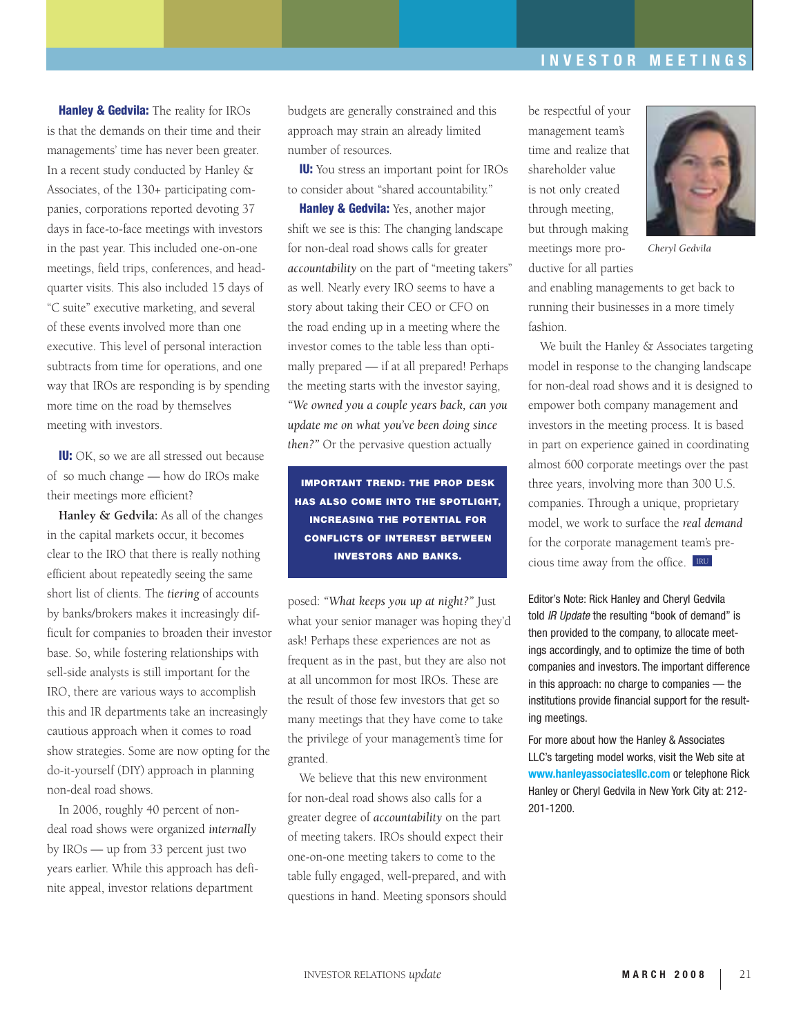**Hanley & Gedvila:** The reality for IROs is that the demands on their time and their managements' time has never been greater. In a recent study conducted by Hanley & Associates, of the 130+ participating companies, corporations reported devoting 37 days in face-to-face meetings with investors in the past year. This included one-on-one meetings, field trips, conferences, and headquarter visits. This also included 15 days of "C suite" executive marketing, and several of these events involved more than one executive. This level of personal interaction subtracts from time for operations, and one way that IROs are responding is by spending more time on the road by themselves meeting with investors.

**IU:** OK, so we are all stressed out because of so much change — how do IROs make their meetings more efficient?

**Hanley & Gedvila:** As all of the changes in the capital markets occur, it becomes clear to the IRO that there is really nothing efficient about repeatedly seeing the same short list of clients. The *tiering* of accounts by banks/brokers makes it increasingly difficult for companies to broaden their investor base. So, while fostering relationships with sell-side analysts is still important for the IRO, there are various ways to accomplish this and IR departments take an increasingly cautious approach when it comes to road show strategies. Some are now opting for the do-it-yourself (DIY) approach in planning non-deal road shows.

In 2006, roughly 40 percent of non-deal road shows were organized *internally* by IROs — up from 33 percent just two years earlier. While this approach has definite appeal, investor relations department budgets are generally constrained and this approach may strain an already limited number of resources.

**IU:** You stress an important point for IROs to consider about "shared accountability."

**Hanley & Gedvila:** Yes, another major shift we see is this: The changing landscape for non-deal road shows calls for greater *accountability* on the part of "meeting takers" as well. Nearly every IRO seems to have a story about taking their CEO or CFO on the road ending up in a meeting where the investor comes to the table less than optimally prepared — if at all prepared! Perhaps the meeting starts with the investor saying, *"We owned you a couple years back, can you update me on what you've been doing since then?"* Or the pervasive question actually posed: *"What keeps you up at night?"* Just what your senior manager was hoping they'd ask! Perhaps these experiences are not as frequent as in the past, but they are also not at all uncommon for most IROs. These are the result of those few investors that get so many meetings that they have come to take the privilege of your management's time for granted.

**IMPORTANT TREND: THE PROP DESK HAS ALSO COME INTO THE SPOTLIGHT, INCREASING THE POTENTIAL FOR CONFLICTS OF INTEREST BETWEEN INVESTORS AND BANKS.**

We believe that this new environment for non-deal road shows also calls for a greater degree of *accountability* on the part of meeting takers. IROs should expect their one-on-one meeting takers to come to the table fully engaged, well-prepared, and with questions in hand. Meeting sponsors should be respectful of your management team's time and realize that shareholder value is not only created through meeting, but through making meetings more productive for all parties and enabling managements to get back to running their businesses in a more timely fashion.

*Cheryl Gedvila*

We built the Hanley & Associates targeting model in response to the changing landscape for non-deal road shows and it is designed to empower both company management and investors in the meeting process. It is based in part on experience gained in coordinating almost 600 corporate meetings over the past three years, involving more than 300 U.S. companies. Through a unique, proprietary model, we work to surface the *real demand* for the corporate management team's precious time away from the office. IRU

Editor's Note: Rick Hanley and Cheryl Gedvila told *IR Update* the resulting "book of demand" is then provided to the company, to allocate meetings accordingly, and to optimize the time of both companies and investors. The important difference in this approach: no charge to companies — the institutions provide financial support for the resulting meetings.

For more about how the Hanley & Associates LLC's targeting model works, visit the Web site at **www.hanleyassociatesllc.com** or telephone Rick Hanley or Cheryl Gedvila in New York City at: 212-201-1200.